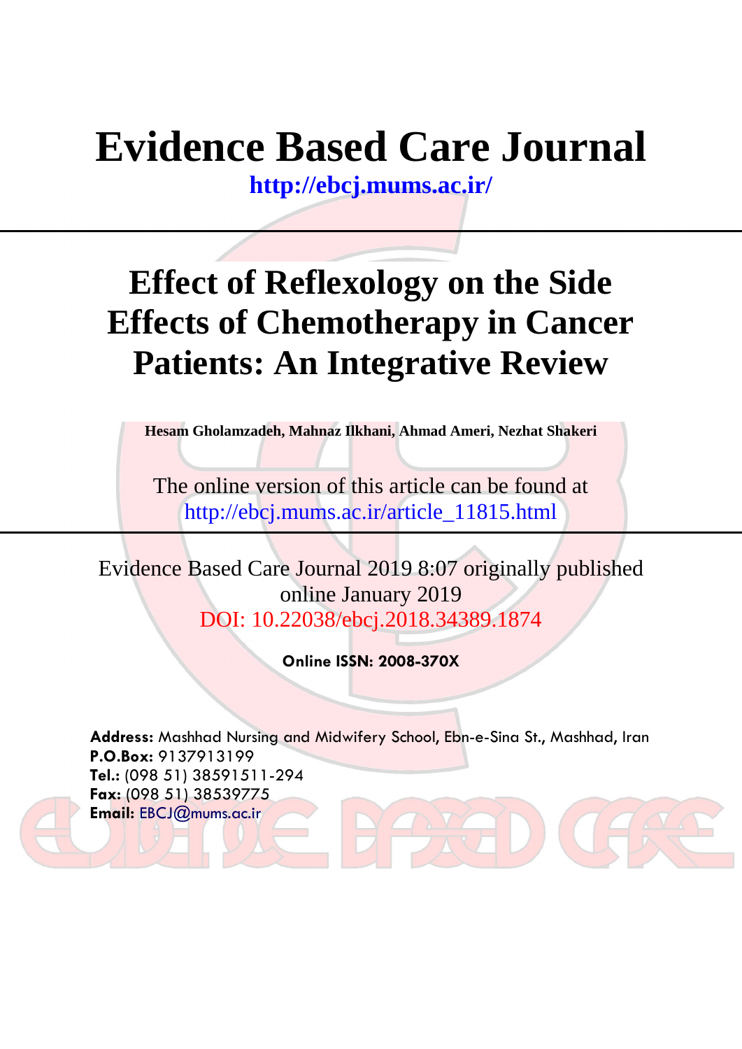# Evidence Based Care Journal

**http://ebcj.mums.ac.ir/**

---

# Effect of Reflexology on the Side Effects of Chemotherapy in Cancer Patients: An Integrative Review

**Hesam Gholamzadeh, Mahnaz Ilkhani, Ahmad Ameri, Nezhat Shakeri**

The online version of this article can be found at
http://ebcj.mums.ac.ir/article_11815.html

---

Evidence Based Care Journal 2019 8:07 originally published online January 2019
DOI: 10.22038/ebcj.2018.34389.1874

**Online ISSN: 2008-370X**

**Address:** Mashhad Nursing and Midwifery School, Ebn-e-Sina St., Mashhad, Iran
**P.O.Box:** 9137913199
**Tel.:** (098 51) 38591511-294
**Fax:** (098 51) 38539775
**Email:** EBCJ@mums.ac.ir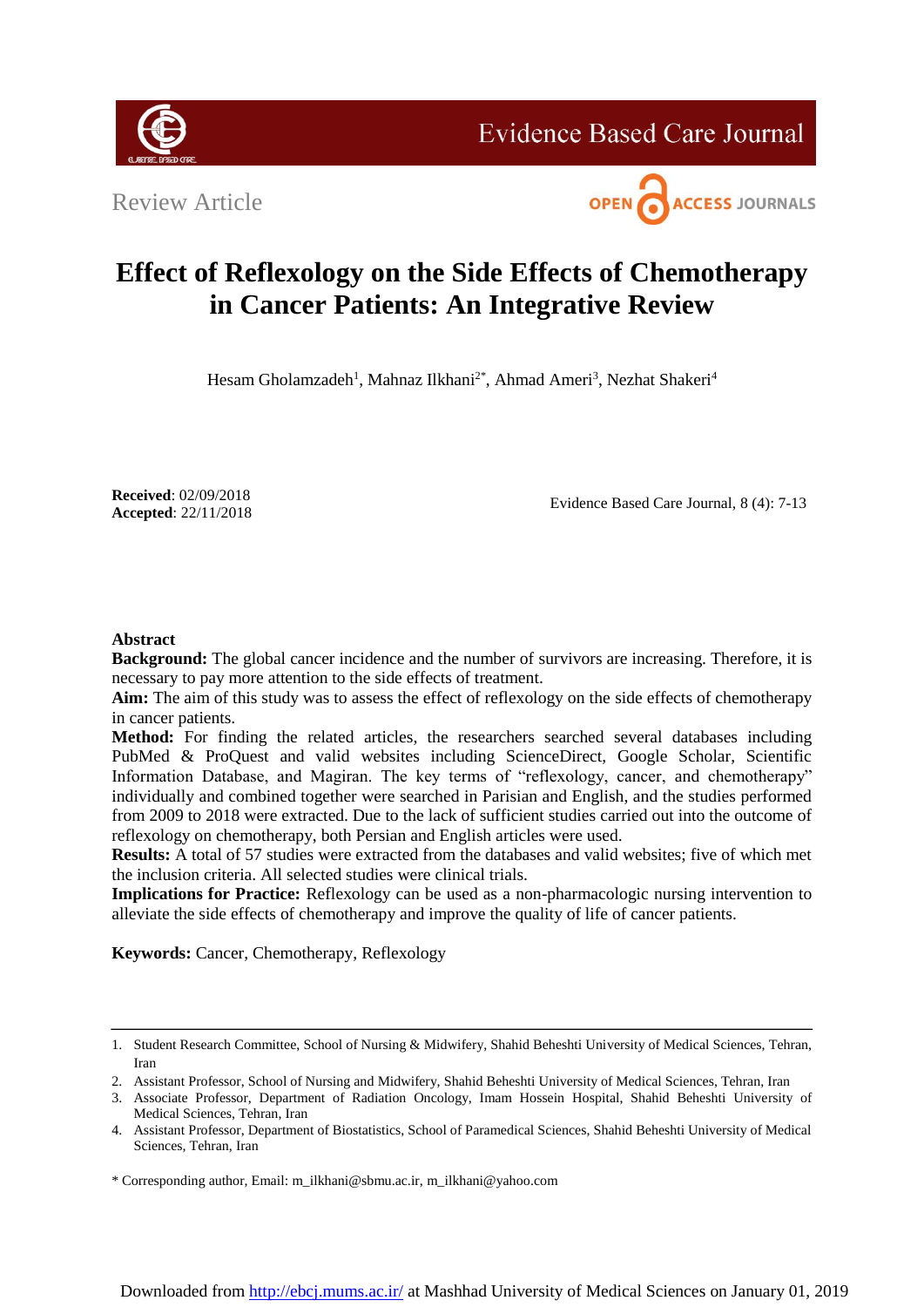Review Article

# Effect of Reflexology on the Side Effects of Chemotherapy in Cancer Patients: An Integrative Review

Hesam Gholamzadeh[1], Mahnaz Ilkhani[2*], Ahmad Ameri[3], Nezhat Shakeri[4]

**Received**: 02/09/2018
**Accepted**: 22/11/2018

Evidence Based Care Journal, 8 (4): 7-13

## Abstract

**Background:** The global cancer incidence and the number of survivors are increasing. Therefore, it is necessary to pay more attention to the side effects of treatment.

**Aim:** The aim of this study was to assess the effect of reflexology on the side effects of chemotherapy in cancer patients.

**Method:** For finding the related articles, the researchers searched several databases including PubMed & ProQuest and valid websites including ScienceDirect, Google Scholar, Scientific Information Database, and Magiran. The key terms of "reflexology, cancer, and chemotherapy" individually and combined together were searched in Parisian and English, and the studies performed from 2009 to 2018 were extracted. Due to the lack of sufficient studies carried out into the outcome of reflexology on chemotherapy, both Persian and English articles were used.

**Results:** A total of 57 studies were extracted from the databases and valid websites; five of which met the inclusion criteria. All selected studies were clinical trials.

**Implications for Practice:** Reflexology can be used as a non-pharmacologic nursing intervention to alleviate the side effects of chemotherapy and improve the quality of life of cancer patients.

**Keywords:** Cancer, Chemotherapy, Reflexology

---

1. Student Research Committee, School of Nursing & Midwifery, Shahid Beheshti University of Medical Sciences, Tehran, Iran
2. Assistant Professor, School of Nursing and Midwifery, Shahid Beheshti University of Medical Sciences, Tehran, Iran
3. Associate Professor, Department of Radiation Oncology, Imam Hossein Hospital, Shahid Beheshti University of Medical Sciences, Tehran, Iran
4. Assistant Professor, Department of Biostatistics, School of Paramedical Sciences, Shahid Beheshti University of Medical Sciences, Tehran, Iran

\* Corresponding author, Email: m_ilkhani@sbmu.ac.ir, m_ilkhani@yahoo.com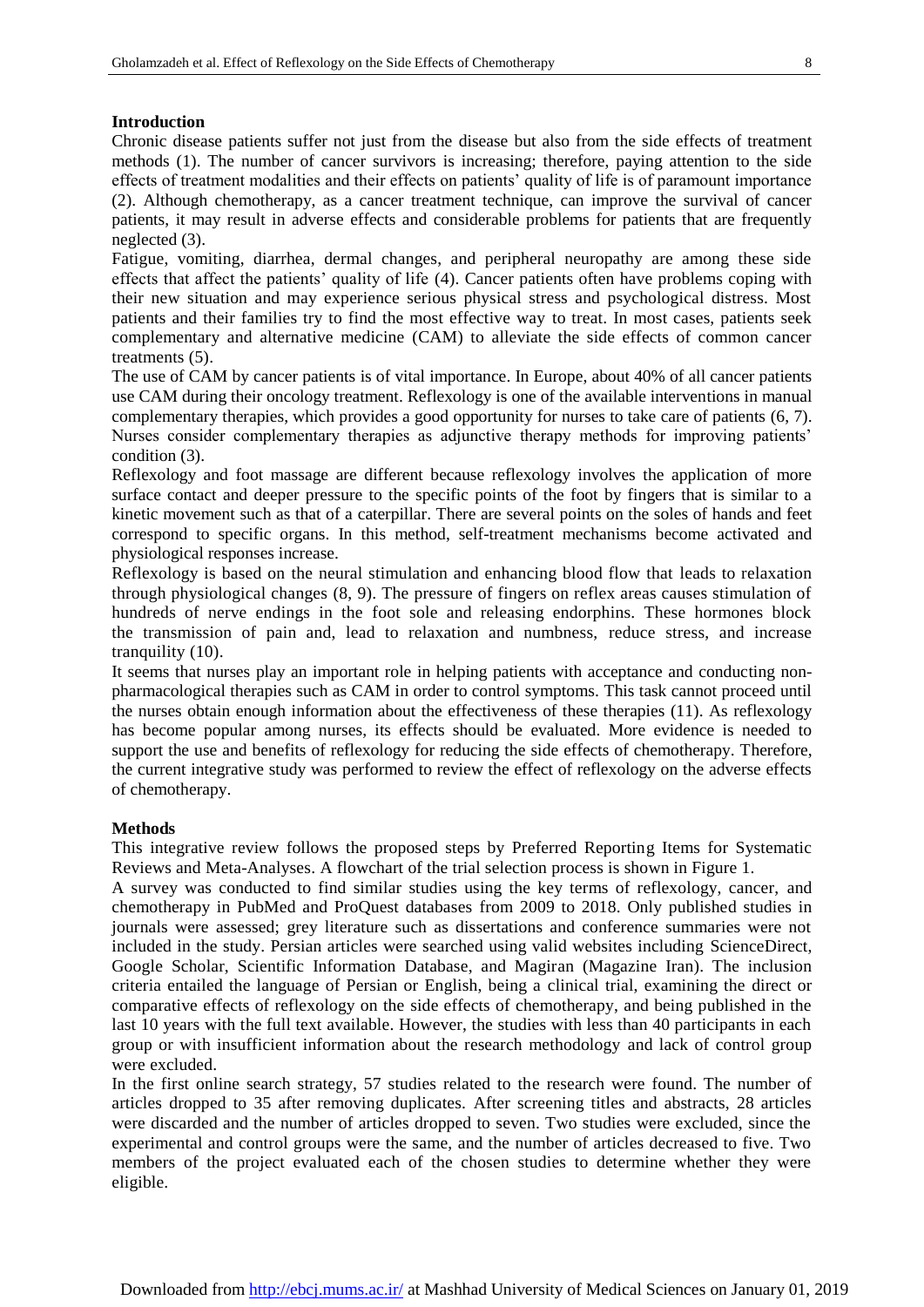## Introduction

Chronic disease patients suffer not just from the disease but also from the side effects of treatment methods (1). The number of cancer survivors is increasing; therefore, paying attention to the side effects of treatment modalities and their effects on patients' quality of life is of paramount importance (2). Although chemotherapy, as a cancer treatment technique, can improve the survival of cancer patients, it may result in adverse effects and considerable problems for patients that are frequently neglected (3).

Fatigue, vomiting, diarrhea, dermal changes, and peripheral neuropathy are among these side effects that affect the patients' quality of life (4). Cancer patients often have problems coping with their new situation and may experience serious physical stress and psychological distress. Most patients and their families try to find the most effective way to treat. In most cases, patients seek complementary and alternative medicine (CAM) to alleviate the side effects of common cancer treatments (5).

The use of CAM by cancer patients is of vital importance. In Europe, about 40% of all cancer patients use CAM during their oncology treatment. Reflexology is one of the available interventions in manual complementary therapies, which provides a good opportunity for nurses to take care of patients (6, 7). Nurses consider complementary therapies as adjunctive therapy methods for improving patients' condition (3).

Reflexology and foot massage are different because reflexology involves the application of more surface contact and deeper pressure to the specific points of the foot by fingers that is similar to a kinetic movement such as that of a caterpillar. There are several points on the soles of hands and feet correspond to specific organs. In this method, self-treatment mechanisms become activated and physiological responses increase.

Reflexology is based on the neural stimulation and enhancing blood flow that leads to relaxation through physiological changes (8, 9). The pressure of fingers on reflex areas causes stimulation of hundreds of nerve endings in the foot sole and releasing endorphins. These hormones block the transmission of pain and, lead to relaxation and numbness, reduce stress, and increase tranquility (10).

It seems that nurses play an important role in helping patients with acceptance and conducting non-pharmacological therapies such as CAM in order to control symptoms. This task cannot proceed until the nurses obtain enough information about the effectiveness of these therapies (11). As reflexology has become popular among nurses, its effects should be evaluated. More evidence is needed to support the use and benefits of reflexology for reducing the side effects of chemotherapy. Therefore, the current integrative study was performed to review the effect of reflexology on the adverse effects of chemotherapy.

## Methods

This integrative review follows the proposed steps by Preferred Reporting Items for Systematic Reviews and Meta-Analyses. A flowchart of the trial selection process is shown in Figure 1.

A survey was conducted to find similar studies using the key terms of reflexology, cancer, and chemotherapy in PubMed and ProQuest databases from 2009 to 2018. Only published studies in journals were assessed; grey literature such as dissertations and conference summaries were not included in the study. Persian articles were searched using valid websites including ScienceDirect, Google Scholar, Scientific Information Database, and Magiran (Magazine Iran). The inclusion criteria entailed the language of Persian or English, being a clinical trial, examining the direct or comparative effects of reflexology on the side effects of chemotherapy, and being published in the last 10 years with the full text available. However, the studies with less than 40 participants in each group or with insufficient information about the research methodology and lack of control group were excluded.

In the first online search strategy, 57 studies related to the research were found. The number of articles dropped to 35 after removing duplicates. After screening titles and abstracts, 28 articles were discarded and the number of articles dropped to seven. Two studies were excluded, since the experimental and control groups were the same, and the number of articles decreased to five. Two members of the project evaluated each of the chosen studies to determine whether they were eligible.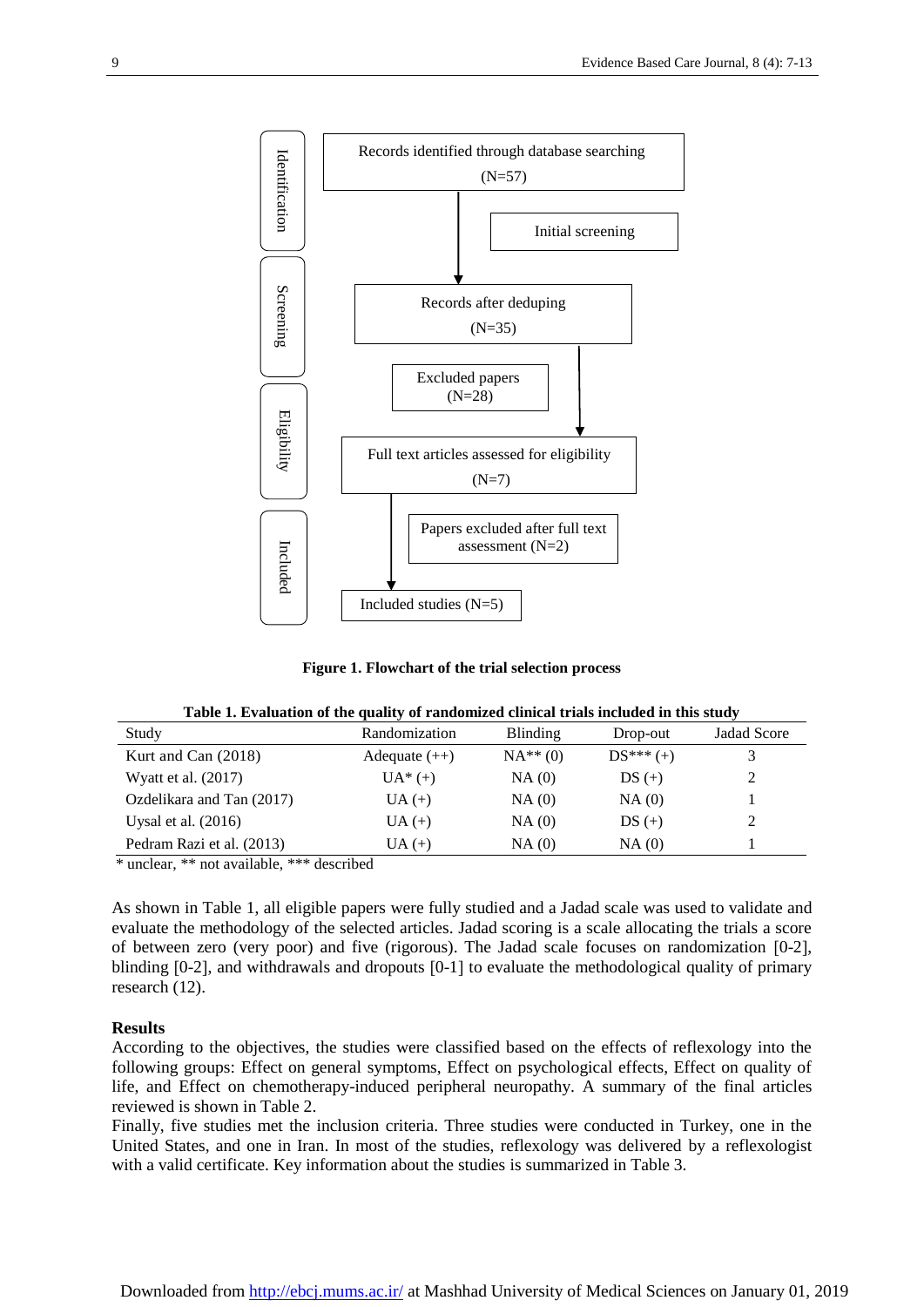Identification

Records identified through database searching (N=57)

Initial screening

Screening

Records after deduping (N=35)

Excluded papers (N=28)

Eligibility

Full text articles assessed for eligibility (N=7)

Papers excluded after full text assessment (N=2)

Included

Included studies (N=5)

**Figure 1. Flowchart of the trial selection process**

**Table 1. Evaluation of the quality of randomized clinical trials included in this study**

| Study | Randomization | Blinding | Drop-out | Jadad Score |
|---|---|---|---|---|
| Kurt and Can (2018) | Adequate (++) | NA** (0) | DS*** (+) | 3 |
| Wyatt et al. (2017) | UA* (+) | NA (0) | DS (+) | 2 |
| Ozdelikara and Tan (2017) | UA (+) | NA (0) | NA (0) | 1 |
| Uysal et al. (2016) | UA (+) | NA (0) | DS (+) | 2 |
| Pedram Razi et al. (2013) | UA (+) | NA (0) | NA (0) | 1 |

* unclear, ** not available, *** described

As shown in Table 1, all eligible papers were fully studied and a Jadad scale was used to validate and evaluate the methodology of the selected articles. Jadad scoring is a scale allocating the trials a score of between zero (very poor) and five (rigorous). The Jadad scale focuses on randomization [0-2], blinding [0-2], and withdrawals and dropouts [0-1] to evaluate the methodological quality of primary research (12).

**Results**

According to the objectives, the studies were classified based on the effects of reflexology into the following groups: Effect on general symptoms, Effect on psychological effects, Effect on quality of life, and Effect on chemotherapy-induced peripheral neuropathy. A summary of the final articles reviewed is shown in Table 2.

Finally, five studies met the inclusion criteria. Three studies were conducted in Turkey, one in the United States, and one in Iran. In most of the studies, reflexology was delivered by a reflexologist with a valid certificate. Key information about the studies is summarized in Table 3.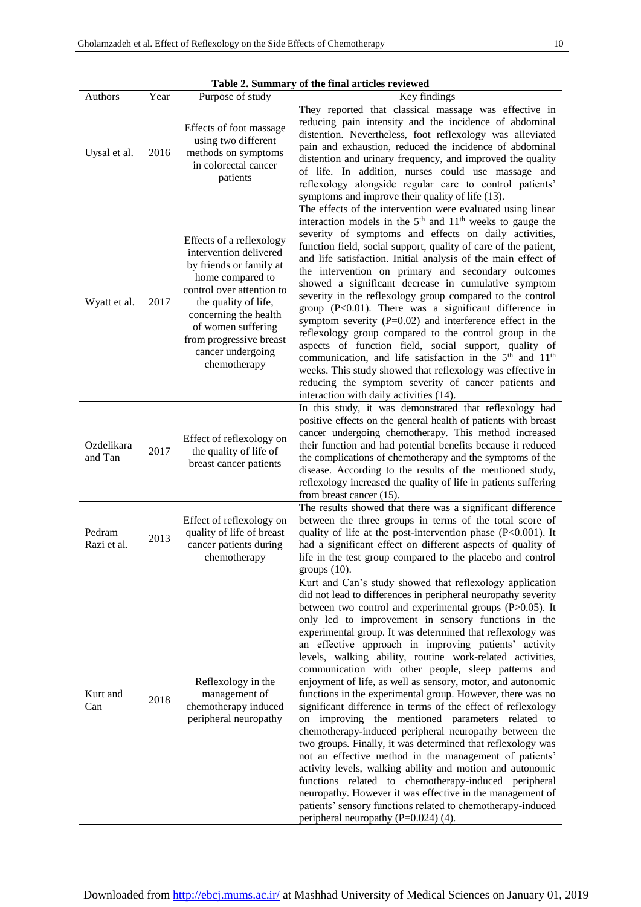**Table 2. Summary of the final articles reviewed**

| Authors | Year | Purpose of study | Key findings |
|---|---|---|---|
| Uysal et al. | 2016 | Effects of foot massage using two different methods on symptoms in colorectal cancer patients | They reported that classical massage was effective in reducing pain intensity and the incidence of abdominal distention. Nevertheless, foot reflexology was alleviated pain and exhaustion, reduced the incidence of abdominal distention and urinary frequency, and improved the quality of life. In addition, nurses could use massage and reflexology alongside regular care to control patients' symptoms and improve their quality of life (13). |
| Wyatt et al. | 2017 | Effects of a reflexology intervention delivered by friends or family at home compared to control over attention to the quality of life, concerning the health of women suffering from progressive breast cancer undergoing chemotherapy | The effects of the intervention were evaluated using linear interaction models in the 5th and 11th weeks to gauge the severity of symptoms and effects on daily activities, function field, social support, quality of care of the patient, and life satisfaction. Initial analysis of the main effect of the intervention on primary and secondary outcomes showed a significant decrease in cumulative symptom severity in the reflexology group compared to the control group ($P<0.01$). There was a significant difference in symptom severity ($P=0.02$) and interference effect in the reflexology group compared to the control group in the aspects of function field, social support, quality of communication, and life satisfaction in the 5th and 11th weeks. This study showed that reflexology was effective in reducing the symptom severity of cancer patients and interaction with daily activities (14). |
| Ozdelikara and Tan | 2017 | Effect of reflexology on the quality of life of breast cancer patients | In this study, it was demonstrated that reflexology had positive effects on the general health of patients with breast cancer undergoing chemotherapy. This method increased their function and had potential benefits because it reduced the complications of chemotherapy and the symptoms of the disease. According to the results of the mentioned study, reflexology increased the quality of life in patients suffering from breast cancer (15). |
| Pedram Razi et al. | 2013 | Effect of reflexology on quality of life of breast cancer patients during chemotherapy | The results showed that there was a significant difference between the three groups in terms of the total score of quality of life at the post-intervention phase ($P<0.001$). It had a significant effect on different aspects of quality of life in the test group compared to the placebo and control groups (10). |
| Kurt and Can | 2018 | Reflexology in the management of chemotherapy induced peripheral neuropathy | Kurt and Can's study showed that reflexology application did not lead to differences in peripheral neuropathy severity between two control and experimental groups ($P>0.05$). It only led to improvement in sensory functions in the experimental group. It was determined that reflexology was an effective approach in improving patients' activity levels, walking ability, routine work-related activities, communication with other people, sleep patterns and enjoyment of life, as well as sensory, motor, and autonomic functions in the experimental group. However, there was no significant difference in terms of the effect of reflexology on improving the mentioned parameters related to chemotherapy-induced peripheral neuropathy between the two groups. Finally, it was determined that reflexology was not an effective method in the management of patients' activity levels, walking ability and motion and autonomic functions related to chemotherapy-induced peripheral neuropathy. However it was effective in the management of patients' sensory functions related to chemotherapy-induced peripheral neuropathy ($P=0.024$) (4). |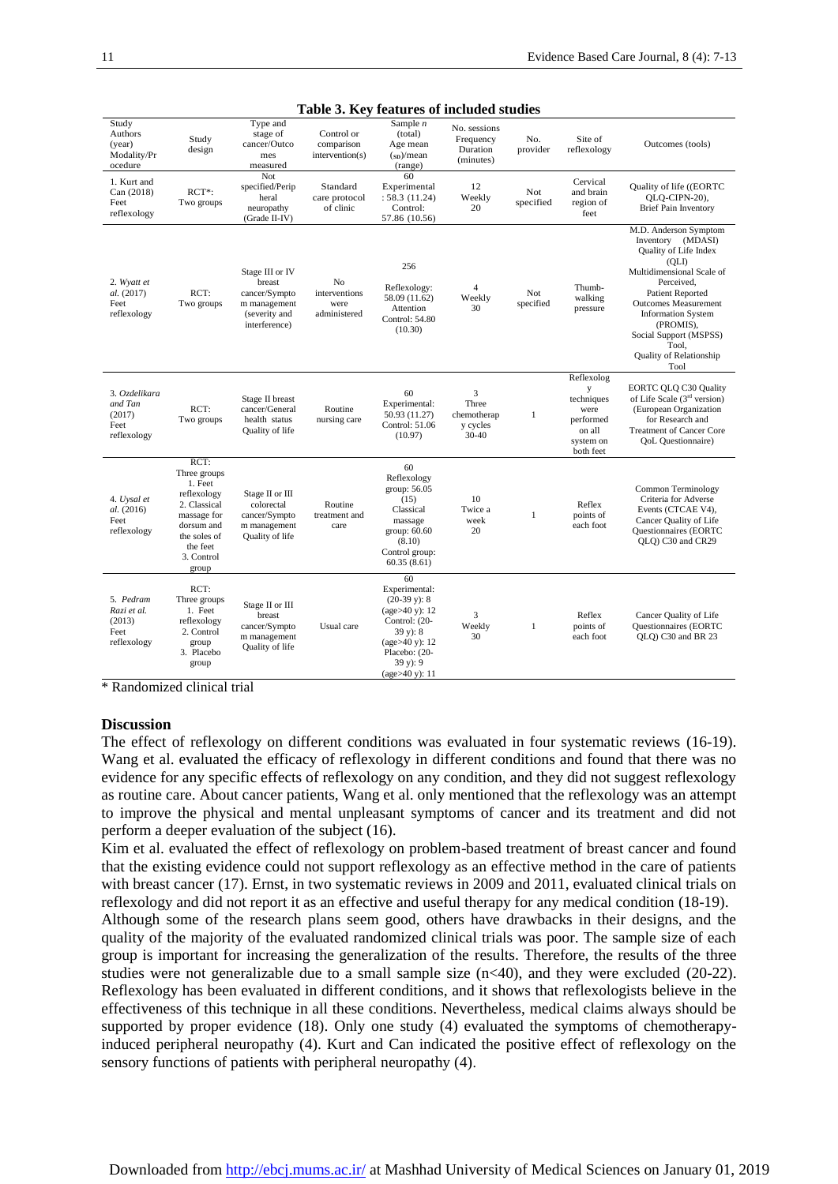**Table 3. Key features of included studies**

| Study Authors (year) Modality/Procedure | Study design | Type and stage of cancer/Outcomes measured | Control or comparison intervention(s) | Sample *n* (total) Age mean (SD)/mean (range) | No. sessions Frequency Duration (minutes) | No. provider | Site of reflexology | Outcomes (tools) |
|---|---|---|---|---|---|---|---|---|
| 1. Kurt and Can (2018) Feet reflexology | RCT*: Two groups | Not specified/Peripheral neuropathy (Grade II-IV) | Standard care protocol of clinic | 60 Experimental : 58.3 (11.24) Control: 57.86 (10.56) | 12 Weekly 20 | Not specified | Cervical and brain region of feet | Quality of life ((EORTC QLQ-CIPN-20), Brief Pain Inventory |
| 2. *Wyatt et al.* (2017) Feet reflexology | RCT: Two groups | Stage III or IV breast cancer/Symptom management (severity and interference) | No interventions were administered | 256 Reflexology: 58.09 (11.62) Attention Control: 54.80 (10.30) | 4 Weekly 30 | Not specified | Thumb-walking pressure | M.D. Anderson Symptom Inventory (MDASI) Quality of Life Index (QLI) Multidimensional Scale of Perceived, Patient Reported Outcomes Measurement Information System (PROMIS), Social Support (MSPSS) Tool, Quality of Relationship Tool |
| 3. *Ozdelikara and Tan* (2017) Feet reflexology | RCT: Two groups | Stage II breast cancer/General health status Quality of life | Routine nursing care | 60 Experimental: 50.93 (11.27) Control: 51.06 (10.97) | 3 Three chemotherapy cycles 30-40 | 1 | Reflexology techniques were performed on all system on both feet | EORTC QLQ C30 Quality of Life Scale (3rd version) (European Organization for Research and Treatment of Cancer Core QoL Questionnaire) |
| 4. *Uysal et al.* (2016) Feet reflexology | RCT: Three groups 1. Feet reflexology 2. Classical massage for dorsum and the soles of the feet 3. Control group | Stage II or III colorectal cancer/Symptom management Quality of life | Routine treatment and care | 60 Reflexology group: 56.05 (15) Classical massage group: 60.60 (8.10) Control group: 60.35 (8.61) | 10 Twice a week 20 | 1 | Reflex points of each foot | Common Terminology Criteria for Adverse Events (CTCAE V4), Cancer Quality of Life Questionnaires (EORTC QLQ) C30 and CR29 |
| 5. *Pedram Razi et al.* (2013) Feet reflexology | RCT: Three groups 1. Feet reflexology 2. Control group 3. Placebo group | Stage II or III breast cancer/Symptom management Quality of life | Usual care | 60 Experimental: (20-39 y): 8 (age>40 y): 12 Control: (20-39 y): 8 (age>40 y): 12 Placebo: (20-39 y): 9 (age>40 y): 11 | 3 Weekly 30 | 1 | Reflex points of each foot | Cancer Quality of Life Questionnaires (EORTC QLQ) C30 and BR 23 |

\* Randomized clinical trial

## Discussion

The effect of reflexology on different conditions was evaluated in four systematic reviews (16-19). Wang et al. evaluated the efficacy of reflexology in different conditions and found that there was no evidence for any specific effects of reflexology on any condition, and they did not suggest reflexology as routine care. About cancer patients, Wang et al. only mentioned that the reflexology was an attempt to improve the physical and mental unpleasant symptoms of cancer and its treatment and did not perform a deeper evaluation of the subject (16).

Kim et al. evaluated the effect of reflexology on problem-based treatment of breast cancer and found that the existing evidence could not support reflexology as an effective method in the care of patients with breast cancer (17). Ernst, in two systematic reviews in 2009 and 2011, evaluated clinical trials on reflexology and did not report it as an effective and useful therapy for any medical condition (18-19).

Although some of the research plans seem good, others have drawbacks in their designs, and the quality of the majority of the evaluated randomized clinical trials was poor. The sample size of each group is important for increasing the generalization of the results. Therefore, the results of the three studies were not generalizable due to a small sample size (n<40), and they were excluded (20-22). Reflexology has been evaluated in different conditions, and it shows that reflexologists believe in the effectiveness of this technique in all these conditions. Nevertheless, medical claims always should be supported by proper evidence (18). Only one study (4) evaluated the symptoms of chemotherapy-induced peripheral neuropathy (4). Kurt and Can indicated the positive effect of reflexology on the sensory functions of patients with peripheral neuropathy (4).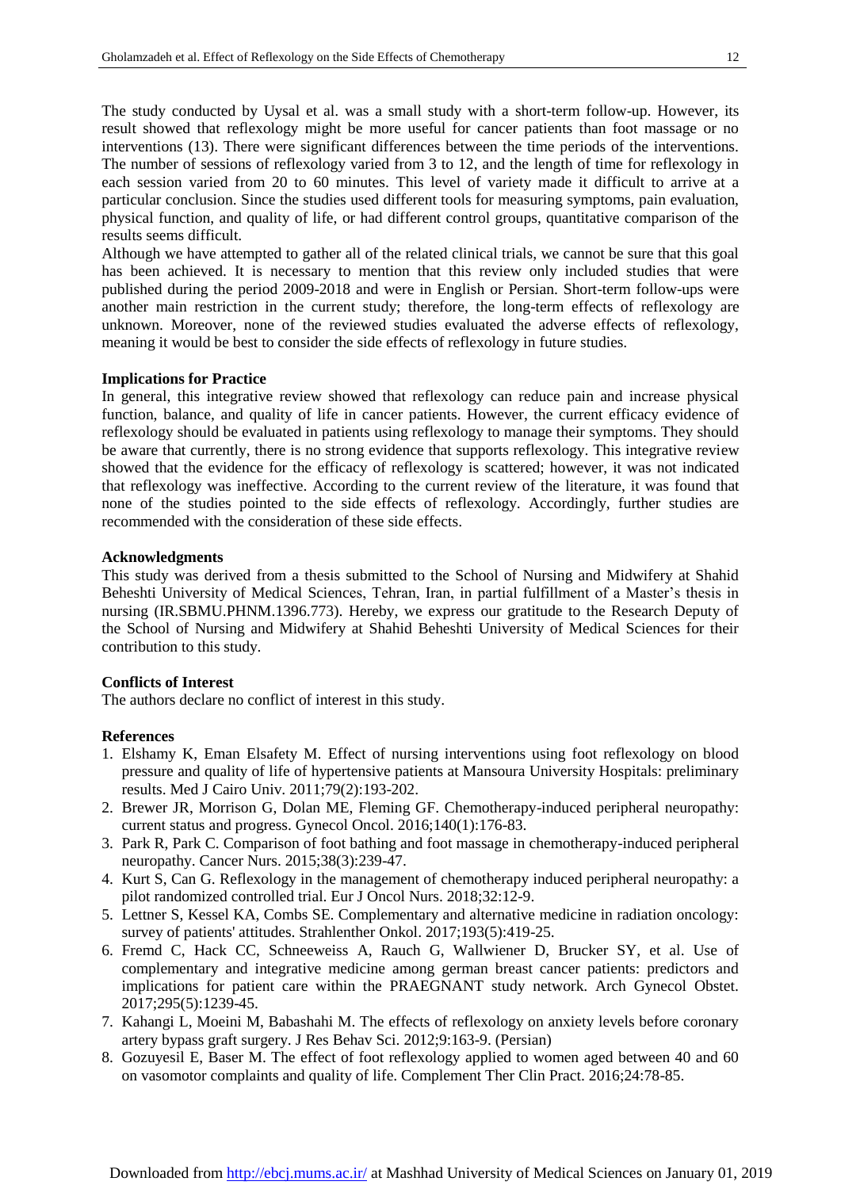The study conducted by Uysal et al. was a small study with a short-term follow-up. However, its result showed that reflexology might be more useful for cancer patients than foot massage or no interventions (13). There were significant differences between the time periods of the interventions. The number of sessions of reflexology varied from 3 to 12, and the length of time for reflexology in each session varied from 20 to 60 minutes. This level of variety made it difficult to arrive at a particular conclusion. Since the studies used different tools for measuring symptoms, pain evaluation, physical function, and quality of life, or had different control groups, quantitative comparison of the results seems difficult.

Although we have attempted to gather all of the related clinical trials, we cannot be sure that this goal has been achieved. It is necessary to mention that this review only included studies that were published during the period 2009-2018 and were in English or Persian. Short-term follow-ups were another main restriction in the current study; therefore, the long-term effects of reflexology are unknown. Moreover, none of the reviewed studies evaluated the adverse effects of reflexology, meaning it would be best to consider the side effects of reflexology in future studies.

**Implications for Practice**

In general, this integrative review showed that reflexology can reduce pain and increase physical function, balance, and quality of life in cancer patients. However, the current efficacy evidence of reflexology should be evaluated in patients using reflexology to manage their symptoms. They should be aware that currently, there is no strong evidence that supports reflexology. This integrative review showed that the evidence for the efficacy of reflexology is scattered; however, it was not indicated that reflexology was ineffective. According to the current review of the literature, it was found that none of the studies pointed to the side effects of reflexology. Accordingly, further studies are recommended with the consideration of these side effects.

**Acknowledgments**

This study was derived from a thesis submitted to the School of Nursing and Midwifery at Shahid Beheshti University of Medical Sciences, Tehran, Iran, in partial fulfillment of a Master's thesis in nursing (IR.SBMU.PHNM.1396.773). Hereby, we express our gratitude to the Research Deputy of the School of Nursing and Midwifery at Shahid Beheshti University of Medical Sciences for their contribution to this study.

**Conflicts of Interest**

The authors declare no conflict of interest in this study.

**References**

1. Elshamy K, Eman Elsafety M. Effect of nursing interventions using foot reflexology on blood pressure and quality of life of hypertensive patients at Mansoura University Hospitals: preliminary results. Med J Cairo Univ. 2011;79(2):193-202.
2. Brewer JR, Morrison G, Dolan ME, Fleming GF. Chemotherapy-induced peripheral neuropathy: current status and progress. Gynecol Oncol. 2016;140(1):176-83.
3. Park R, Park C. Comparison of foot bathing and foot massage in chemotherapy-induced peripheral neuropathy. Cancer Nurs. 2015;38(3):239-47.
4. Kurt S, Can G. Reflexology in the management of chemotherapy induced peripheral neuropathy: a pilot randomized controlled trial. Eur J Oncol Nurs. 2018;32:12-9.
5. Lettner S, Kessel KA, Combs SE. Complementary and alternative medicine in radiation oncology: survey of patients' attitudes. Strahlenther Onkol. 2017;193(5):419-25.
6. Fremd C, Hack CC, Schneeweiss A, Rauch G, Wallwiener D, Brucker SY, et al. Use of complementary and integrative medicine among german breast cancer patients: predictors and implications for patient care within the PRAEGNANT study network. Arch Gynecol Obstet. 2017;295(5):1239-45.
7. Kahangi L, Moeini M, Babashahi M. The effects of reflexology on anxiety levels before coronary artery bypass graft surgery. J Res Behav Sci. 2012;9:163-9. (Persian)
8. Gozuyesil E, Baser M. The effect of foot reflexology applied to women aged between 40 and 60 on vasomotor complaints and quality of life. Complement Ther Clin Pract. 2016;24:78-85.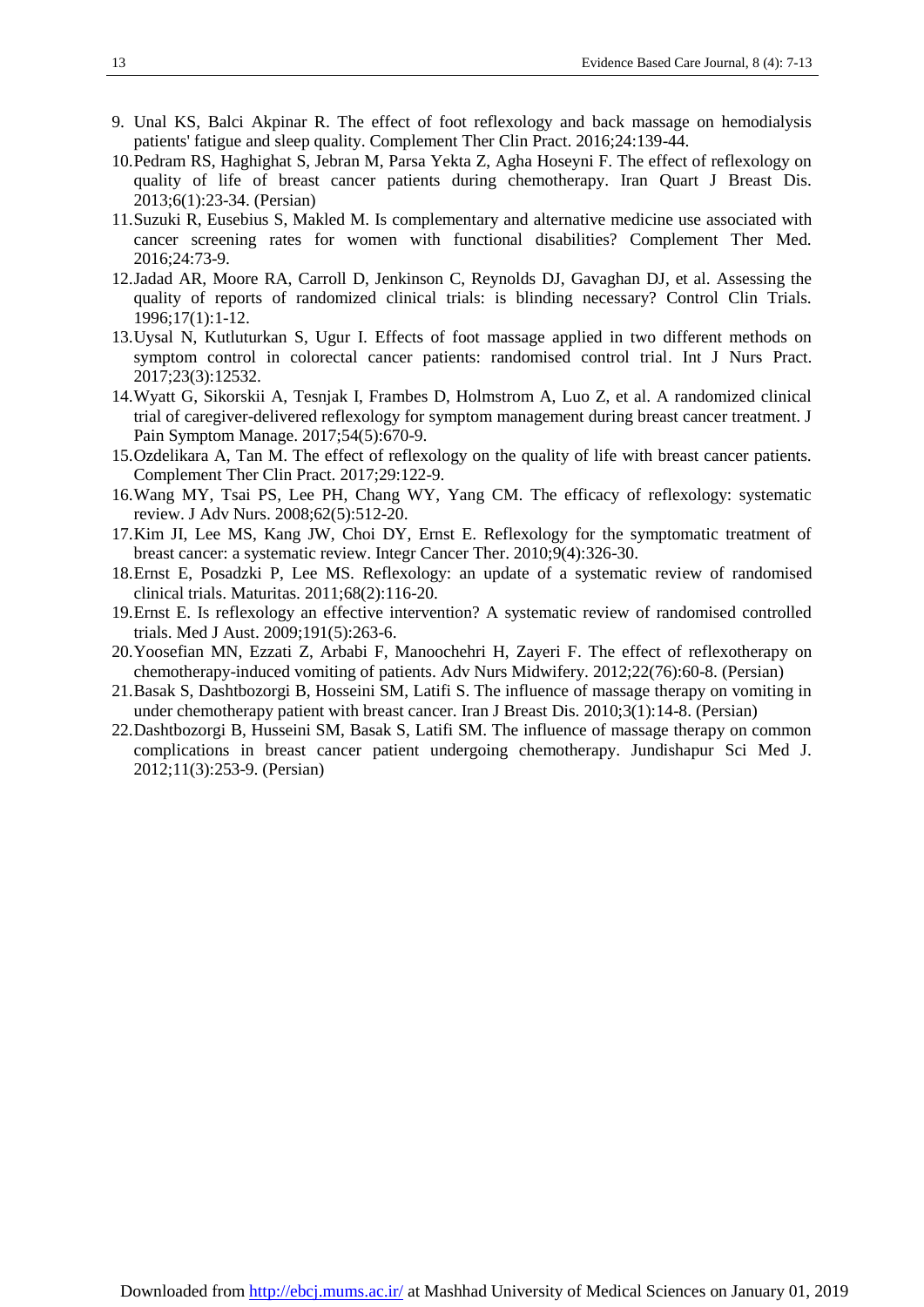9. Unal KS, Balci Akpinar R. The effect of foot reflexology and back massage on hemodialysis patients' fatigue and sleep quality. Complement Ther Clin Pract. 2016;24:139-44.
10. Pedram RS, Haghighat S, Jebran M, Parsa Yekta Z, Agha Hoseyni F. The effect of reflexology on quality of life of breast cancer patients during chemotherapy. Iran Quart J Breast Dis. 2013;6(1):23-34. (Persian)
11. Suzuki R, Eusebius S, Makled M. Is complementary and alternative medicine use associated with cancer screening rates for women with functional disabilities? Complement Ther Med. 2016;24:73-9.
12. Jadad AR, Moore RA, Carroll D, Jenkinson C, Reynolds DJ, Gavaghan DJ, et al. Assessing the quality of reports of randomized clinical trials: is blinding necessary? Control Clin Trials. 1996;17(1):1-12.
13. Uysal N, Kutluturkan S, Ugur I. Effects of foot massage applied in two different methods on symptom control in colorectal cancer patients: randomised control trial. Int J Nurs Pract. 2017;23(3):12532.
14. Wyatt G, Sikorskii A, Tesnjak I, Frambes D, Holmstrom A, Luo Z, et al. A randomized clinical trial of caregiver-delivered reflexology for symptom management during breast cancer treatment. J Pain Symptom Manage. 2017;54(5):670-9.
15. Ozdelikara A, Tan M. The effect of reflexology on the quality of life with breast cancer patients. Complement Ther Clin Pract. 2017;29:122-9.
16. Wang MY, Tsai PS, Lee PH, Chang WY, Yang CM. The efficacy of reflexology: systematic review. J Adv Nurs. 2008;62(5):512-20.
17. Kim JI, Lee MS, Kang JW, Choi DY, Ernst E. Reflexology for the symptomatic treatment of breast cancer: a systematic review. Integr Cancer Ther. 2010;9(4):326-30.
18. Ernst E, Posadzki P, Lee MS. Reflexology: an update of a systematic review of randomised clinical trials. Maturitas. 2011;68(2):116-20.
19. Ernst E. Is reflexology an effective intervention? A systematic review of randomised controlled trials. Med J Aust. 2009;191(5):263-6.
20. Yoosefian MN, Ezzati Z, Arbabi F, Manoochehri H, Zayeri F. The effect of reflexotherapy on chemotherapy-induced vomiting of patients. Adv Nurs Midwifery. 2012;22(76):60-8. (Persian)
21. Basak S, Dashtbozorgi B, Hosseini SM, Latifi S. The influence of massage therapy on vomiting in under chemotherapy patient with breast cancer. Iran J Breast Dis. 2010;3(1):14-8. (Persian)
22. Dashtbozorgi B, Husseini SM, Basak S, Latifi SM. The influence of massage therapy on common complications in breast cancer patient undergoing chemotherapy. Jundishapur Sci Med J. 2012;11(3):253-9. (Persian)